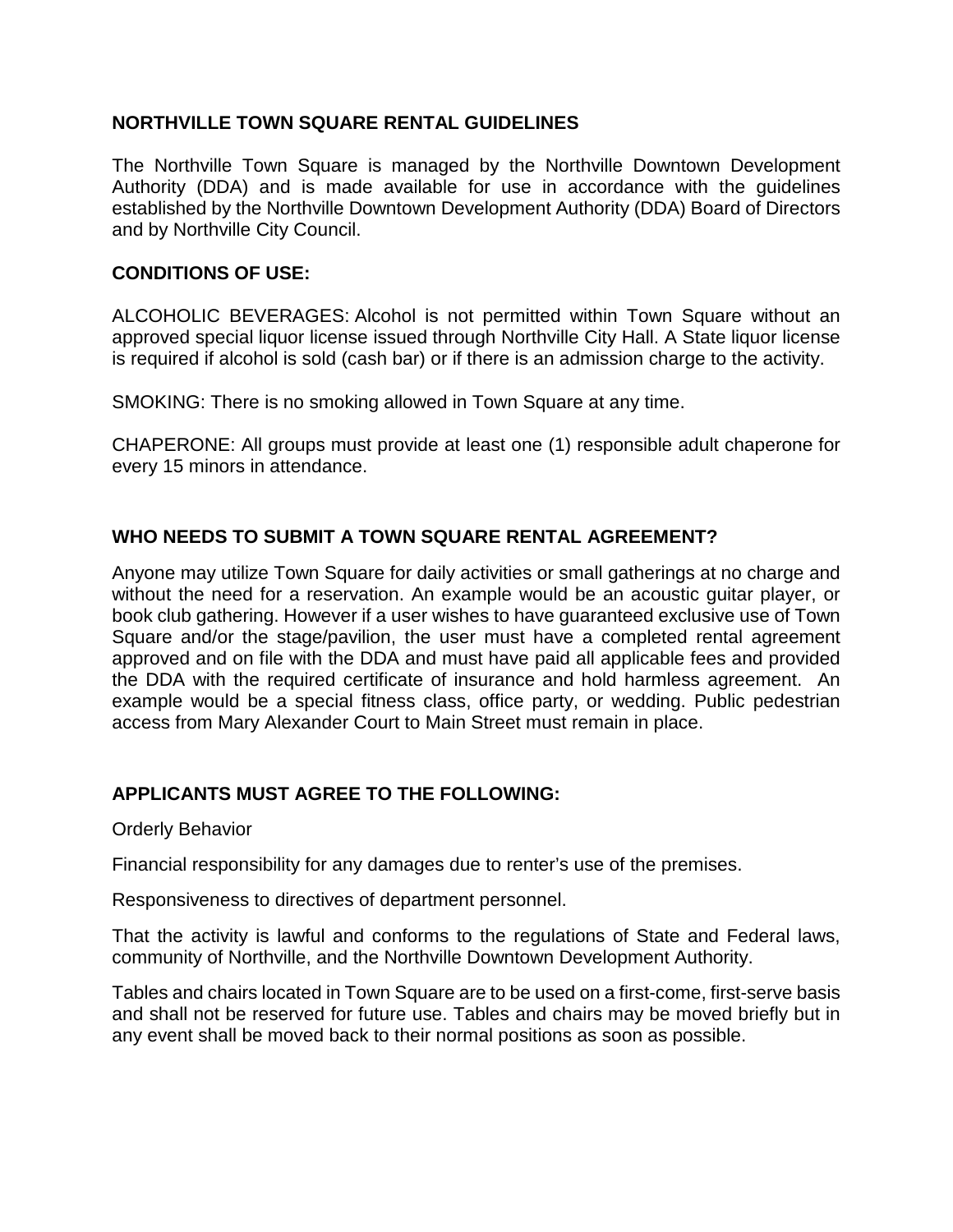## NORTHVILLE TOWN SQUARE RENTAL GUIDELINES

The Northville Town Square is managed by the Northville Downtown Development Authority (DDA) and is made available for use in accordance with the guidelines established by the Northville Downtown Development Authority (DDA) Board of Directors and by Northville City Council.

### CONDITIONS OF USE:

ALCOHOLIC BEVERAGES: Alcohol is not permitted within Town Square without an approved special liquor license issued through Northville City Hall. A State liquor license is required if alcohol is sold (cash bar) or if there is an admission charge to the activity.

SMOKING: There is no smoking allowed in Town Square at any time.

CHAPERONE: All groups must provide at least one (1) responsible adult chaperone for every 15 minors in attendance.

### WHO NEEDS TO SUBMIT A TOWN SQUARE RENTAL AGREEMENT?

Anyone may utilize Town Square for daily activities or small gatherings at no charge and without the need for a reservation. An example would be an acoustic guitar player, or book club gathering. However if a user wishes to have guaranteed exclusive use of Town Square and/or the stage/pavilion, the user must have a completed rental agreement approved and on file with the DDA and must have paid all applicable fees and provided the DDA with the required certificate of insurance and hold harmless agreement. An example would be a special fitness class, office party, or wedding. Public pedestrian access from Mary Alexander Court to Main Street must remain in place.

### APPLICANTS MUST AGREE TO THE FOLLOWING:

Orderly Behavior

Financial responsibility for any damages due to renter's use of the premises.

Responsiveness to directives of department personnel.

That the activity is lawful and conforms to the regulations of State and Federal laws, community of Northville, and the Northville Downtown Development Authority.

Tables and chairs located in Town Square are to be used on a first-come, first-serve basis and shall not be reserved for future use. Tables and chairs may be moved briefly but in any event shall be moved back to their normal positions as soon as possible.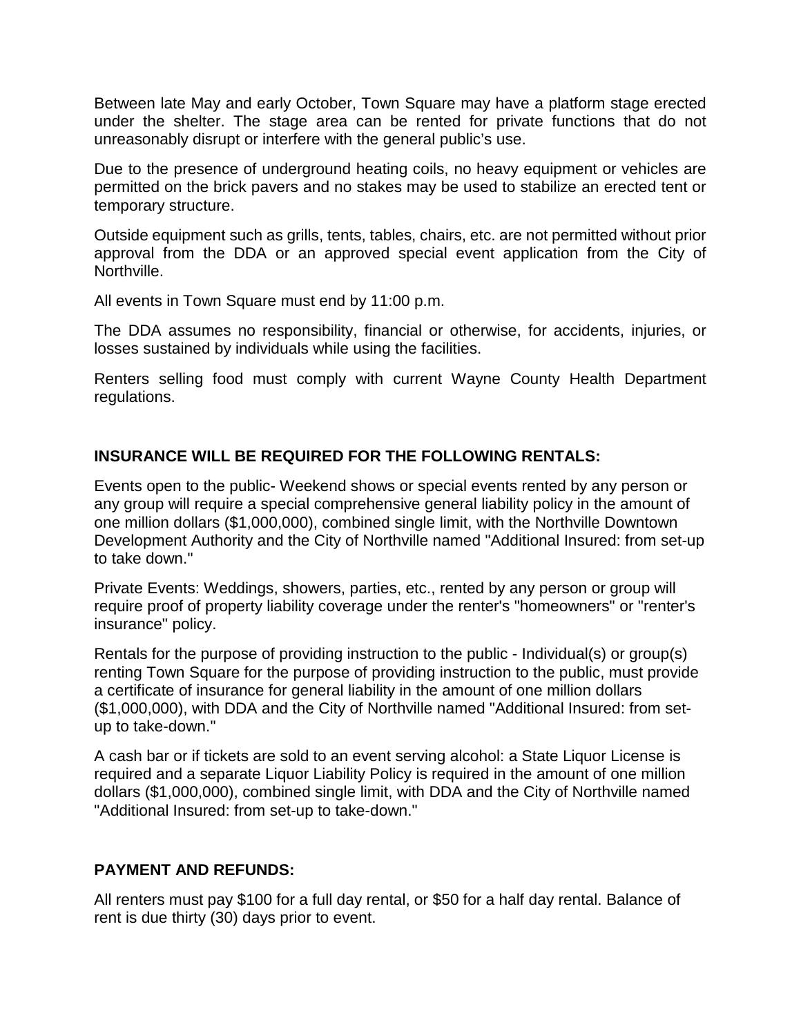Between late May and early October, Town Square may have a platform stage erected under the shelter. The stage area can be rented for private functions that do not unreasonably disrupt or interfere with the general public's use.

Due to the presence of underground heating coils, no heavy equipment or vehicles are permitted on the brick pavers and no stakes may be used to stabilize an erected tent or temporary structure.

Outside equipment such as grills, tents, tables, chairs, etc. are not permitted without prior approval from the DDA or an approved special event application from the City of Northville.

All events in Town Square must end by 11:00 p.m.

The DDA assumes no responsibility, financial or otherwise, for accidents, injuries, or losses sustained by individuals while using the facilities.

Renters selling food must comply with current Wayne County Health Department regulations.

**INSURANCE WILL BE REQUIRED FOR THE FOLLOWING RENTALS:**

Events open to the public- Weekend shows or special events rented by any person or any group will require a special comprehensive general liability policy in the amount of one million dollars ($1,000,000), combined single limit, with the Northville Downtown Development Authority and the City of Northville named "Additional Insured: from set-up to take down."

Private Events: Weddings, showers, parties, etc., rented by any person or group will require proof of property liability coverage under the renter's "homeowners" or "renter's insurance" policy.

Rentals for the purpose of providing instruction to the public - Individual(s) or group(s) renting Town Square for the purpose of providing instruction to the public, must provide a certificate of insurance for general liability in the amount of one million dollars ($1,000,000), with DDA and the City of Northville named "Additional Insured: from set-up to take-down."

A cash bar or if tickets are sold to an event serving alcohol: a State Liquor License is required and a separate Liquor Liability Policy is required in the amount of one million dollars ($1,000,000), combined single limit, with DDA and the City of Northville named "Additional Insured: from set-up to take-down."

**PAYMENT AND REFUNDS:**

All renters must pay $100 for a full day rental, or $50 for a half day rental. Balance of rent is due thirty (30) days prior to event.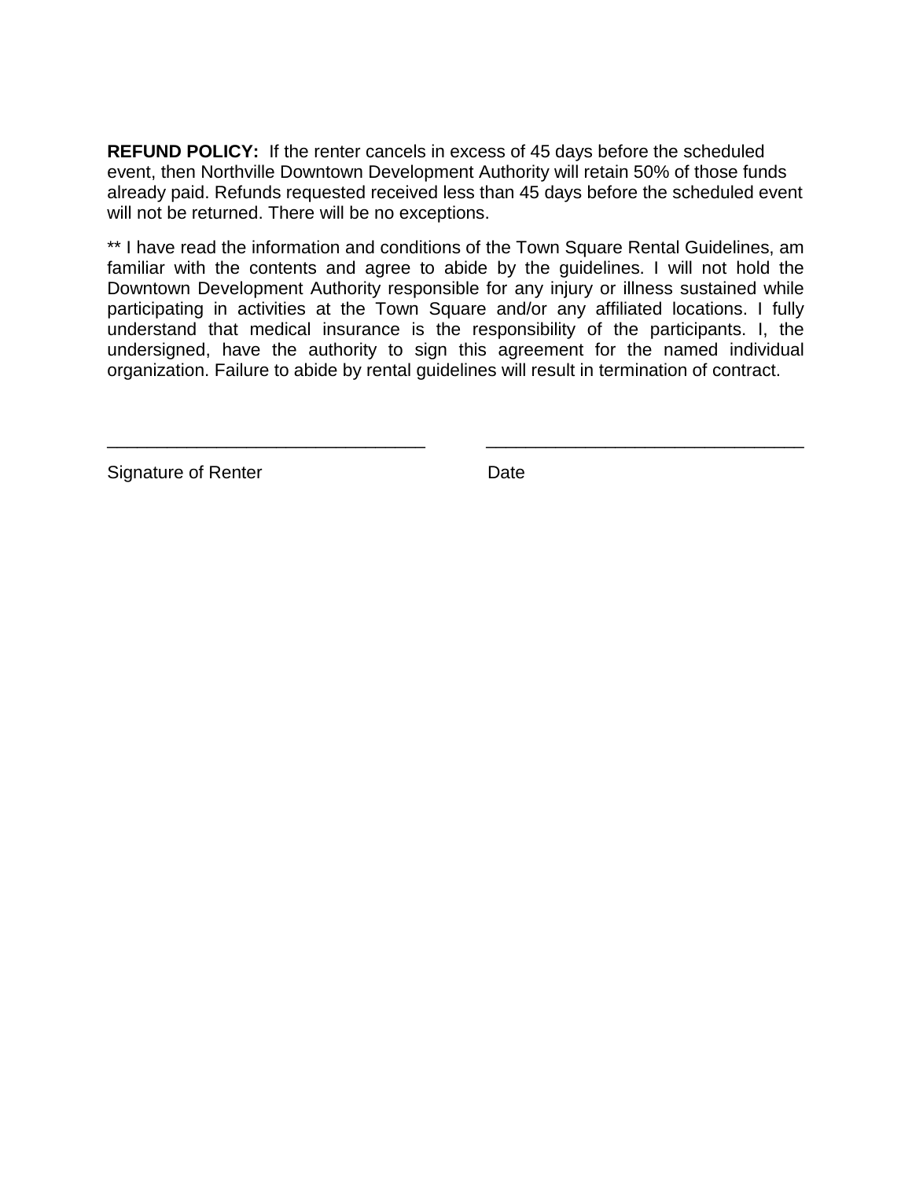**REFUND POLICY:** If the renter cancels in excess of 45 days before the scheduled event, then Northville Downtown Development Authority will retain 50% of those funds already paid. Refunds requested received less than 45 days before the scheduled event will not be returned. There will be no exceptions.

** I have read the information and conditions of the Town Square Rental Guidelines, am familiar with the contents and agree to abide by the guidelines. I will not hold the Downtown Development Authority responsible for any injury or illness sustained while participating in activities at the Town Square and/or any affiliated locations. I fully understand that medical insurance is the responsibility of the participants. I, the undersigned, have the authority to sign this agreement for the named individual organization. Failure to abide by rental guidelines will result in termination of contract.

\_\_\_\_\_\_\_\_\_\_\_\_\_\_\_\_\_\_\_\_\_\_\_\_\_\_\_\_\_\_\_\_ \_\_\_\_\_\_\_\_\_\_\_\_\_\_\_\_\_\_\_\_\_\_\_\_\_\_\_\_\_\_\_\_

Signature of Renter Date